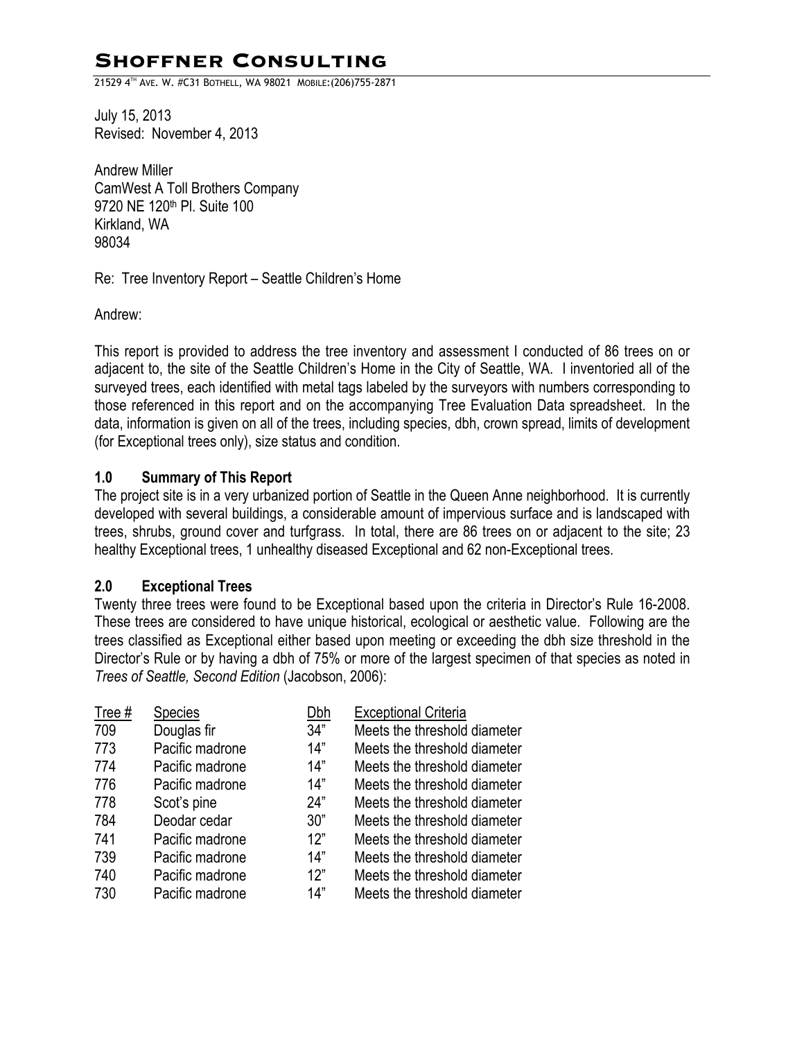# Shoffner Consulting

21529 4[TH] Ave. W. #C31 Bothell, WA 98021 Mobile:(206)755-2871

July 15, 2013
Revised: November 4, 2013

Andrew Miller
CamWest A Toll Brothers Company
9720 NE 120[th] Pl. Suite 100
Kirkland, WA
98034

Re: Tree Inventory Report – Seattle Children's Home

Andrew:

This report is provided to address the tree inventory and assessment I conducted of 86 trees on or adjacent to, the site of the Seattle Children's Home in the City of Seattle, WA. I inventoried all of the surveyed trees, each identified with metal tags labeled by the surveyors with numbers corresponding to those referenced in this report and on the accompanying Tree Evaluation Data spreadsheet. In the data, information is given on all of the trees, including species, dbh, crown spread, limits of development (for Exceptional trees only), size status and condition.

## 1.0 Summary of This Report

The project site is in a very urbanized portion of Seattle in the Queen Anne neighborhood. It is currently developed with several buildings, a considerable amount of impervious surface and is landscaped with trees, shrubs, ground cover and turfgrass. In total, there are 86 trees on or adjacent to the site; 23 healthy Exceptional trees, 1 unhealthy diseased Exceptional and 62 non-Exceptional trees.

## 2.0 Exceptional Trees

Twenty three trees were found to be Exceptional based upon the criteria in Director's Rule 16-2008. These trees are considered to have unique historical, ecological or aesthetic value. Following are the trees classified as Exceptional either based upon meeting or exceeding the dbh size threshold in the Director's Rule or by having a dbh of 75% or more of the largest specimen of that species as noted in *Trees of Seattle, Second Edition* (Jacobson, 2006):

| Tree # | Species | Dbh | Exceptional Criteria |
|---|---|---|---|
| 709 | Douglas fir | 34" | Meets the threshold diameter |
| 773 | Pacific madrone | 14" | Meets the threshold diameter |
| 774 | Pacific madrone | 14" | Meets the threshold diameter |
| 776 | Pacific madrone | 14" | Meets the threshold diameter |
| 778 | Scot's pine | 24" | Meets the threshold diameter |
| 784 | Deodar cedar | 30" | Meets the threshold diameter |
| 741 | Pacific madrone | 12" | Meets the threshold diameter |
| 739 | Pacific madrone | 14" | Meets the threshold diameter |
| 740 | Pacific madrone | 12" | Meets the threshold diameter |
| 730 | Pacific madrone | 14" | Meets the threshold diameter |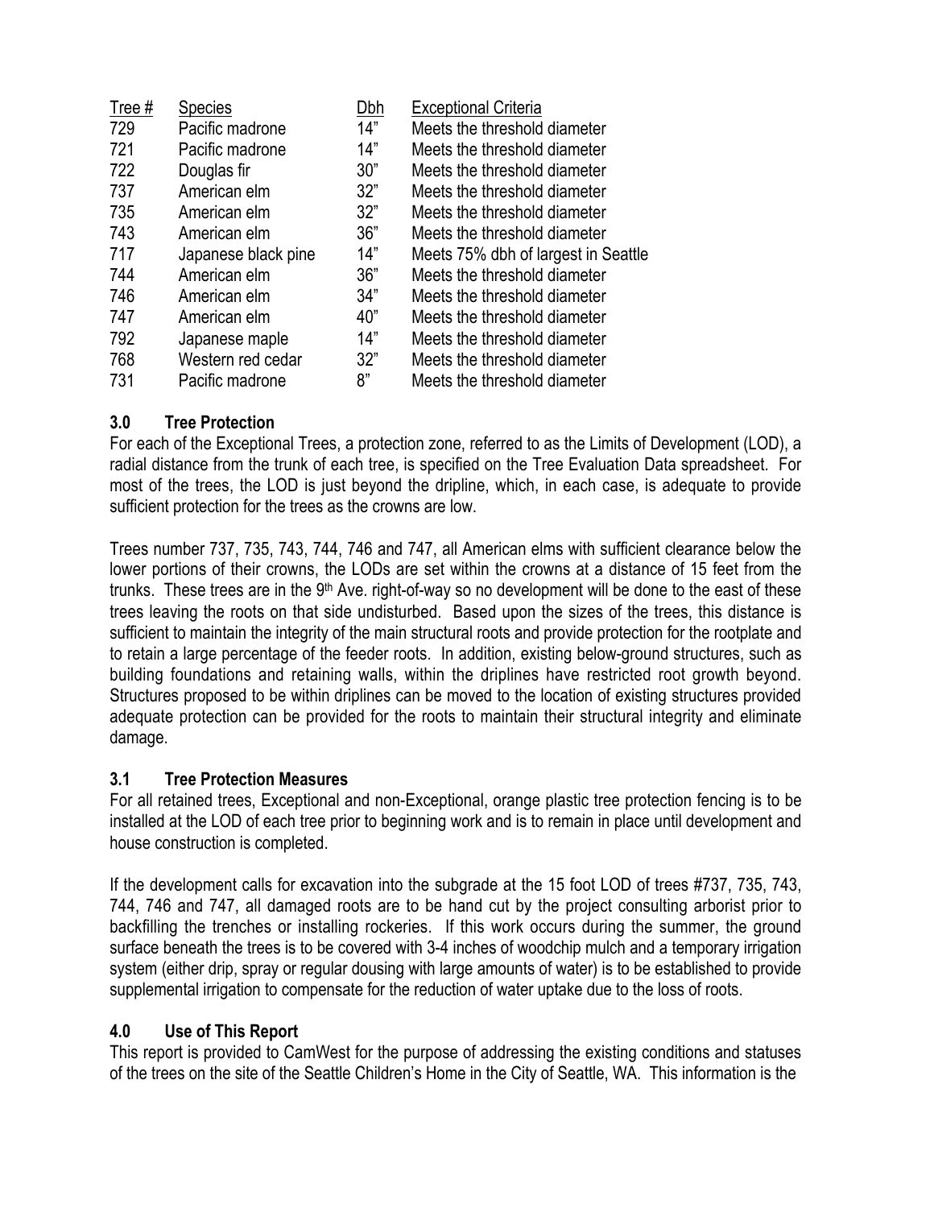| Tree # | Species | Dbh | Exceptional Criteria |
|---|---|---|---|
| 729 | Pacific madrone | 14" | Meets the threshold diameter |
| 721 | Pacific madrone | 14" | Meets the threshold diameter |
| 722 | Douglas fir | 30" | Meets the threshold diameter |
| 737 | American elm | 32" | Meets the threshold diameter |
| 735 | American elm | 32" | Meets the threshold diameter |
| 743 | American elm | 36" | Meets the threshold diameter |
| 717 | Japanese black pine | 14" | Meets 75% dbh of largest in Seattle |
| 744 | American elm | 36" | Meets the threshold diameter |
| 746 | American elm | 34" | Meets the threshold diameter |
| 747 | American elm | 40" | Meets the threshold diameter |
| 792 | Japanese maple | 14" | Meets the threshold diameter |
| 768 | Western red cedar | 32" | Meets the threshold diameter |
| 731 | Pacific madrone | 8" | Meets the threshold diameter |

## 3.0 Tree Protection

For each of the Exceptional Trees, a protection zone, referred to as the Limits of Development (LOD), a radial distance from the trunk of each tree, is specified on the Tree Evaluation Data spreadsheet. For most of the trees, the LOD is just beyond the dripline, which, in each case, is adequate to provide sufficient protection for the trees as the crowns are low.

Trees number 737, 735, 743, 744, 746 and 747, all American elms with sufficient clearance below the lower portions of their crowns, the LODs are set within the crowns at a distance of 15 feet from the trunks. These trees are in the 9th Ave. right-of-way so no development will be done to the east of these trees leaving the roots on that side undisturbed. Based upon the sizes of the trees, this distance is sufficient to maintain the integrity of the main structural roots and provide protection for the rootplate and to retain a large percentage of the feeder roots. In addition, existing below-ground structures, such as building foundations and retaining walls, within the driplines have restricted root growth beyond. Structures proposed to be within driplines can be moved to the location of existing structures provided adequate protection can be provided for the roots to maintain their structural integrity and eliminate damage.

## 3.1 Tree Protection Measures

For all retained trees, Exceptional and non-Exceptional, orange plastic tree protection fencing is to be installed at the LOD of each tree prior to beginning work and is to remain in place until development and house construction is completed.

If the development calls for excavation into the subgrade at the 15 foot LOD of trees #737, 735, 743, 744, 746 and 747, all damaged roots are to be hand cut by the project consulting arborist prior to backfilling the trenches or installing rockeries. If this work occurs during the summer, the ground surface beneath the trees is to be covered with 3-4 inches of woodchip mulch and a temporary irrigation system (either drip, spray or regular dousing with large amounts of water) is to be established to provide supplemental irrigation to compensate for the reduction of water uptake due to the loss of roots.

## 4.0 Use of This Report

This report is provided to CamWest for the purpose of addressing the existing conditions and statuses of the trees on the site of the Seattle Children's Home in the City of Seattle, WA. This information is the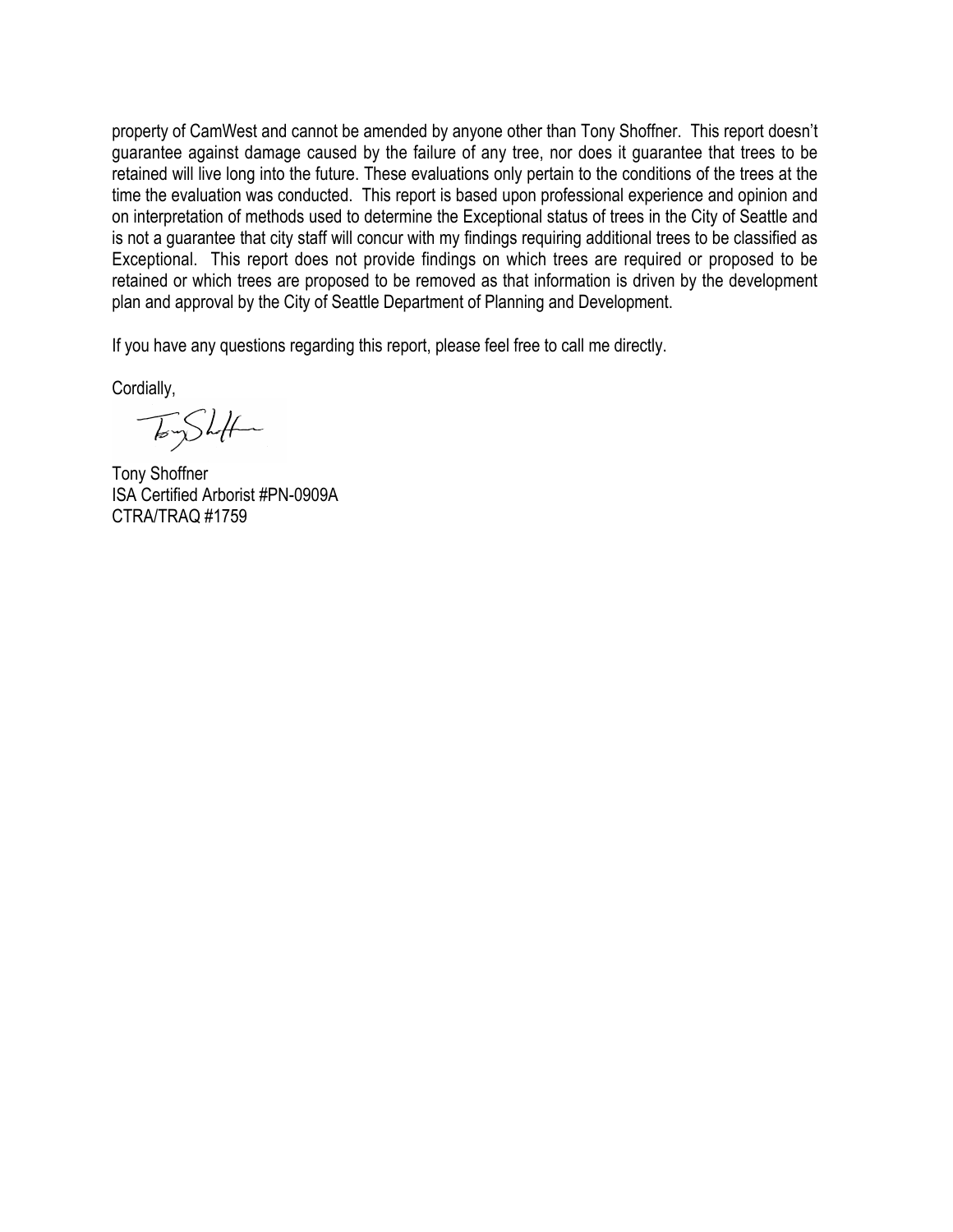property of CamWest and cannot be amended by anyone other than Tony Shoffner. This report doesn't guarantee against damage caused by the failure of any tree, nor does it guarantee that trees to be retained will live long into the future. These evaluations only pertain to the conditions of the trees at the time the evaluation was conducted. This report is based upon professional experience and opinion and on interpretation of methods used to determine the Exceptional status of trees in the City of Seattle and is not a guarantee that city staff will concur with my findings requiring additional trees to be classified as Exceptional. This report does not provide findings on which trees are required or proposed to be retained or which trees are proposed to be removed as that information is driven by the development plan and approval by the City of Seattle Department of Planning and Development.

If you have any questions regarding this report, please feel free to call me directly.

Cordially,

Tony Shoffner
ISA Certified Arborist #PN-0909A
CTRA/TRAQ #1759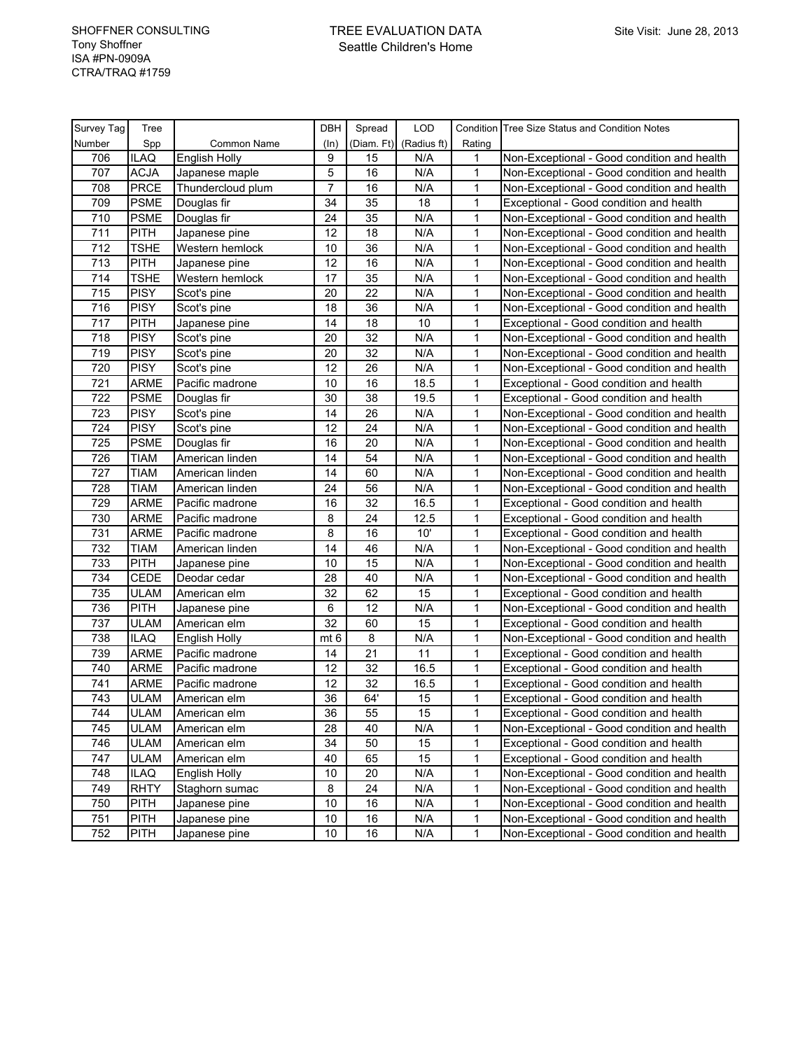SHOFFNER CONSULTING
Tony Shoffner
ISA #PN-0909A
CTRA/TRAQ #1759

# TREE EVALUATION DATA
## Seattle Children's Home

Site Visit: June 28, 2013

| Survey Tag Number | Tree Spp | Common Name | DBH (In) | Spread (Diam. Ft) | LOD (Radius ft) | Condition Rating | Tree Size Status and Condition Notes |
|---|---|---|---|---|---|---|---|
| 706 | ILAQ | English Holly | 9 | 15 | N/A | 1 | Non-Exceptional - Good condition and health |
| 707 | ACJA | Japanese maple | 5 | 16 | N/A | 1 | Non-Exceptional - Good condition and health |
| 708 | PRCE | Thundercloud plum | 7 | 16 | N/A | 1 | Non-Exceptional - Good condition and health |
| 709 | PSME | Douglas fir | 34 | 35 | 18 | 1 | Exceptional - Good condition and health |
| 710 | PSME | Douglas fir | 24 | 35 | N/A | 1 | Non-Exceptional - Good condition and health |
| 711 | PITH | Japanese pine | 12 | 18 | N/A | 1 | Non-Exceptional - Good condition and health |
| 712 | TSHE | Western hemlock | 10 | 36 | N/A | 1 | Non-Exceptional - Good condition and health |
| 713 | PITH | Japanese pine | 12 | 16 | N/A | 1 | Non-Exceptional - Good condition and health |
| 714 | TSHE | Western hemlock | 17 | 35 | N/A | 1 | Non-Exceptional - Good condition and health |
| 715 | PISY | Scot's pine | 20 | 22 | N/A | 1 | Non-Exceptional - Good condition and health |
| 716 | PISY | Scot's pine | 18 | 36 | N/A | 1 | Non-Exceptional - Good condition and health |
| 717 | PITH | Japanese pine | 14 | 18 | 10 | 1 | Exceptional - Good condition and health |
| 718 | PISY | Scot's pine | 20 | 32 | N/A | 1 | Non-Exceptional - Good condition and health |
| 719 | PISY | Scot's pine | 20 | 32 | N/A | 1 | Non-Exceptional - Good condition and health |
| 720 | PISY | Scot's pine | 12 | 26 | N/A | 1 | Non-Exceptional - Good condition and health |
| 721 | ARME | Pacific madrone | 10 | 16 | 18.5 | 1 | Exceptional - Good condition and health |
| 722 | PSME | Douglas fir | 30 | 38 | 19.5 | 1 | Exceptional - Good condition and health |
| 723 | PISY | Scot's pine | 14 | 26 | N/A | 1 | Non-Exceptional - Good condition and health |
| 724 | PISY | Scot's pine | 12 | 24 | N/A | 1 | Non-Exceptional - Good condition and health |
| 725 | PSME | Douglas fir | 16 | 20 | N/A | 1 | Non-Exceptional - Good condition and health |
| 726 | TIAM | American linden | 14 | 54 | N/A | 1 | Non-Exceptional - Good condition and health |
| 727 | TIAM | American linden | 14 | 60 | N/A | 1 | Non-Exceptional - Good condition and health |
| 728 | TIAM | American linden | 24 | 56 | N/A | 1 | Non-Exceptional - Good condition and health |
| 729 | ARME | Pacific madrone | 16 | 32 | 16.5 | 1 | Exceptional - Good condition and health |
| 730 | ARME | Pacific madrone | 8 | 24 | 12.5 | 1 | Exceptional - Good condition and health |
| 731 | ARME | Pacific madrone | 8 | 16 | 10' | 1 | Exceptional - Good condition and health |
| 732 | TIAM | American linden | 14 | 46 | N/A | 1 | Non-Exceptional - Good condition and health |
| 733 | PITH | Japanese pine | 10 | 15 | N/A | 1 | Non-Exceptional - Good condition and health |
| 734 | CEDE | Deodar cedar | 28 | 40 | N/A | 1 | Non-Exceptional - Good condition and health |
| 735 | ULAM | American elm | 32 | 62 | 15 | 1 | Exceptional - Good condition and health |
| 736 | PITH | Japanese pine | 6 | 12 | N/A | 1 | Non-Exceptional - Good condition and health |
| 737 | ULAM | American elm | 32 | 60 | 15 | 1 | Exceptional - Good condition and health |
| 738 | ILAQ | English Holly | mt 6 | 8 | N/A | 1 | Non-Exceptional - Good condition and health |
| 739 | ARME | Pacific madrone | 14 | 21 | 11 | 1 | Exceptional - Good condition and health |
| 740 | ARME | Pacific madrone | 12 | 32 | 16.5 | 1 | Exceptional - Good condition and health |
| 741 | ARME | Pacific madrone | 12 | 32 | 16.5 | 1 | Exceptional - Good condition and health |
| 743 | ULAM | American elm | 36 | 64' | 15 | 1 | Exceptional - Good condition and health |
| 744 | ULAM | American elm | 36 | 55 | 15 | 1 | Exceptional - Good condition and health |
| 745 | ULAM | American elm | 28 | 40 | N/A | 1 | Non-Exceptional - Good condition and health |
| 746 | ULAM | American elm | 34 | 50 | 15 | 1 | Exceptional - Good condition and health |
| 747 | ULAM | American elm | 40 | 65 | 15 | 1 | Exceptional - Good condition and health |
| 748 | ILAQ | English Holly | 10 | 20 | N/A | 1 | Non-Exceptional - Good condition and health |
| 749 | RHTY | Staghorn sumac | 8 | 24 | N/A | 1 | Non-Exceptional - Good condition and health |
| 750 | PITH | Japanese pine | 10 | 16 | N/A | 1 | Non-Exceptional - Good condition and health |
| 751 | PITH | Japanese pine | 10 | 16 | N/A | 1 | Non-Exceptional - Good condition and health |
| 752 | PITH | Japanese pine | 10 | 16 | N/A | 1 | Non-Exceptional - Good condition and health |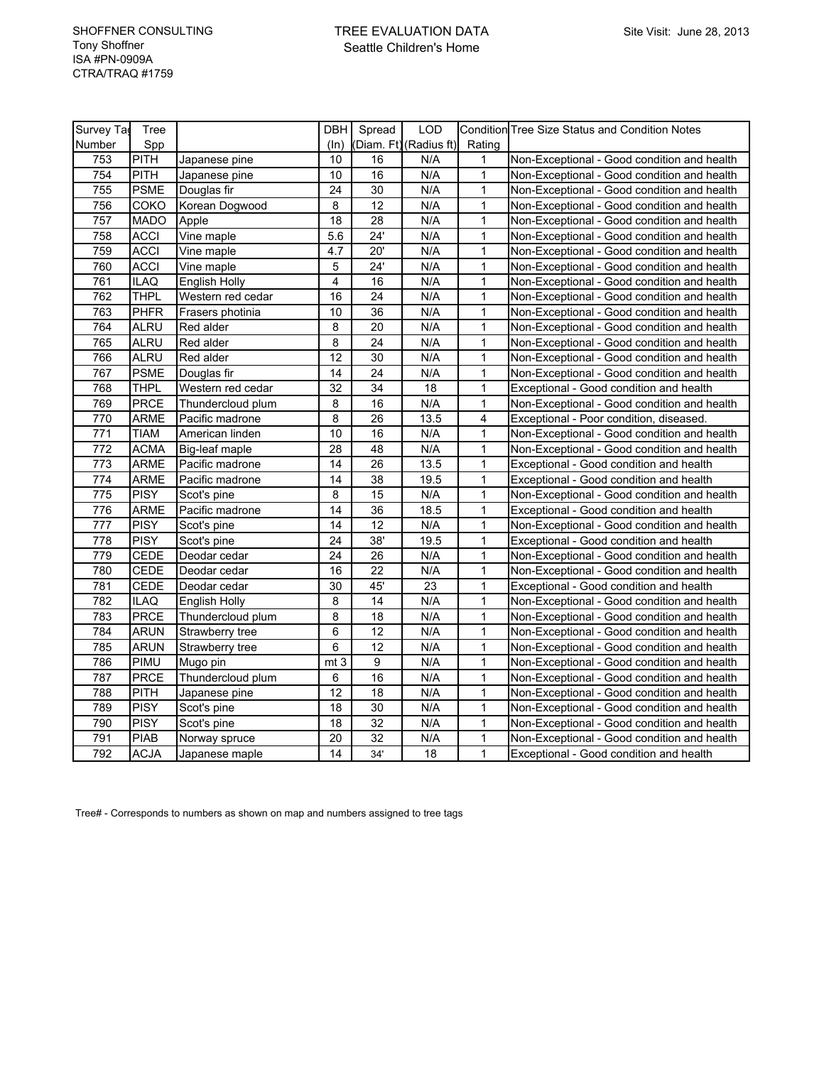SHOFFNER CONSULTING
Tony Shoffner
ISA #PN-0909A
CTRA/TRAQ #1759

# TREE EVALUATION DATA
## Seattle Children's Home

Site Visit: June 28, 2013

| Survey Tag Number | Tree Spp | | DBH (In) | Spread (Diam. Ft) | LOD (Radius ft) | Condition Rating | Tree Size Status and Condition Notes |
|---|---|---|---|---|---|---|---|
| 753 | PITH | Japanese pine | 10 | 16 | N/A | 1 | Non-Exceptional - Good condition and health |
| 754 | PITH | Japanese pine | 10 | 16 | N/A | 1 | Non-Exceptional - Good condition and health |
| 755 | PSME | Douglas fir | 24 | 30 | N/A | 1 | Non-Exceptional - Good condition and health |
| 756 | COKO | Korean Dogwood | 8 | 12 | N/A | 1 | Non-Exceptional - Good condition and health |
| 757 | MADO | Apple | 18 | 28 | N/A | 1 | Non-Exceptional - Good condition and health |
| 758 | ACCI | Vine maple | 5.6 | 24' | N/A | 1 | Non-Exceptional - Good condition and health |
| 759 | ACCI | Vine maple | 4.7 | 20' | N/A | 1 | Non-Exceptional - Good condition and health |
| 760 | ACCI | Vine maple | 5 | 24' | N/A | 1 | Non-Exceptional - Good condition and health |
| 761 | ILAQ | English Holly | 4 | 16 | N/A | 1 | Non-Exceptional - Good condition and health |
| 762 | THPL | Western red cedar | 16 | 24 | N/A | 1 | Non-Exceptional - Good condition and health |
| 763 | PHFR | Frasers photinia | 10 | 36 | N/A | 1 | Non-Exceptional - Good condition and health |
| 764 | ALRU | Red alder | 8 | 20 | N/A | 1 | Non-Exceptional - Good condition and health |
| 765 | ALRU | Red alder | 8 | 24 | N/A | 1 | Non-Exceptional - Good condition and health |
| 766 | ALRU | Red alder | 12 | 30 | N/A | 1 | Non-Exceptional - Good condition and health |
| 767 | PSME | Douglas fir | 14 | 24 | N/A | 1 | Non-Exceptional - Good condition and health |
| 768 | THPL | Western red cedar | 32 | 34 | 18 | 1 | Exceptional - Good condition and health |
| 769 | PRCE | Thundercloud plum | 8 | 16 | N/A | 1 | Non-Exceptional - Good condition and health |
| 770 | ARME | Pacific madrone | 8 | 26 | 13.5 | 4 | Exceptional - Poor condition, diseased. |
| 771 | TIAM | American linden | 10 | 16 | N/A | 1 | Non-Exceptional - Good condition and health |
| 772 | ACMA | Big-leaf maple | 28 | 48 | N/A | 1 | Non-Exceptional - Good condition and health |
| 773 | ARME | Pacific madrone | 14 | 26 | 13.5 | 1 | Exceptional - Good condition and health |
| 774 | ARME | Pacific madrone | 14 | 38 | 19.5 | 1 | Exceptional - Good condition and health |
| 775 | PISY | Scot's pine | 8 | 15 | N/A | 1 | Non-Exceptional - Good condition and health |
| 776 | ARME | Pacific madrone | 14 | 36 | 18.5 | 1 | Exceptional - Good condition and health |
| 777 | PISY | Scot's pine | 14 | 12 | N/A | 1 | Non-Exceptional - Good condition and health |
| 778 | PISY | Scot's pine | 24 | 38' | 19.5 | 1 | Exceptional - Good condition and health |
| 779 | CEDE | Deodar cedar | 24 | 26 | N/A | 1 | Non-Exceptional - Good condition and health |
| 780 | CEDE | Deodar cedar | 16 | 22 | N/A | 1 | Non-Exceptional - Good condition and health |
| 781 | CEDE | Deodar cedar | 30 | 45' | 23 | 1 | Exceptional - Good condition and health |
| 782 | ILAQ | English Holly | 8 | 14 | N/A | 1 | Non-Exceptional - Good condition and health |
| 783 | PRCE | Thundercloud plum | 8 | 18 | N/A | 1 | Non-Exceptional - Good condition and health |
| 784 | ARUN | Strawberry tree | 6 | 12 | N/A | 1 | Non-Exceptional - Good condition and health |
| 785 | ARUN | Strawberry tree | 6 | 12 | N/A | 1 | Non-Exceptional - Good condition and health |
| 786 | PIMU | Mugo pin | mt 3 | 9 | N/A | 1 | Non-Exceptional - Good condition and health |
| 787 | PRCE | Thundercloud plum | 6 | 16 | N/A | 1 | Non-Exceptional - Good condition and health |
| 788 | PITH | Japanese pine | 12 | 18 | N/A | 1 | Non-Exceptional - Good condition and health |
| 789 | PISY | Scot's pine | 18 | 30 | N/A | 1 | Non-Exceptional - Good condition and health |
| 790 | PISY | Scot's pine | 18 | 32 | N/A | 1 | Non-Exceptional - Good condition and health |
| 791 | PIAB | Norway spruce | 20 | 32 | N/A | 1 | Non-Exceptional - Good condition and health |
| 792 | ACJA | Japanese maple | 14 | 34' | 18 | 1 | Exceptional - Good condition and health |

Tree# - Corresponds to numbers as shown on map and numbers assigned to tree tags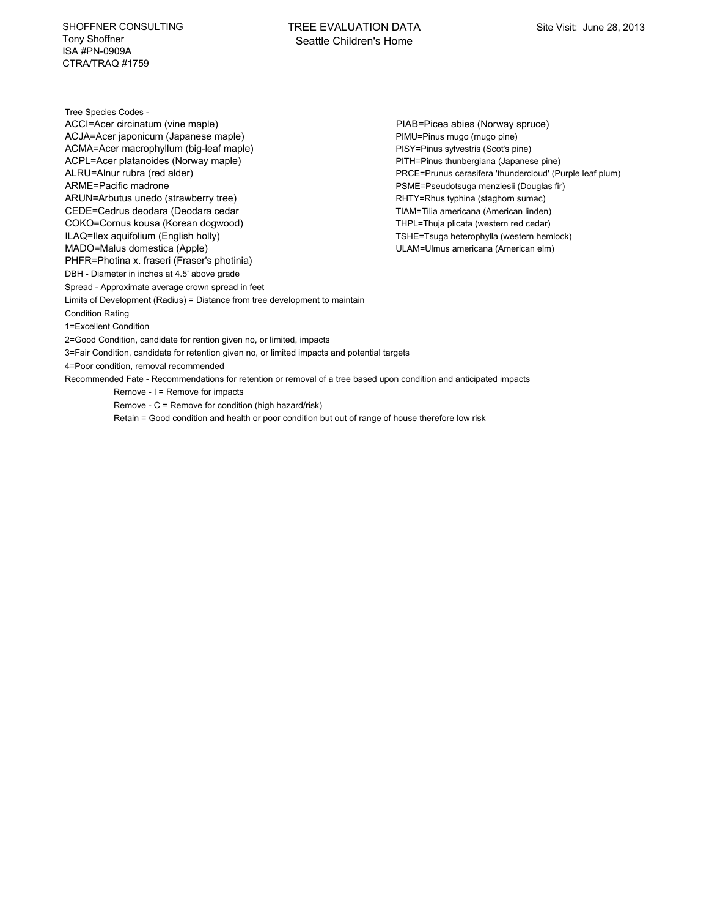SHOFFNER CONSULTING
Tony Shoffner
ISA #PN-0909A
CTRA/TRAQ #1759

# TREE EVALUATION DATA
## Seattle Children's Home

Site Visit: June 28, 2013

Tree Species Codes -

ACCI=Acer circinatum (vine maple)
ACJA=Acer japonicum (Japanese maple)
ACMA=Acer macrophyllum (big-leaf maple)
ACPL=Acer platanoides (Norway maple)
ALRU=Alnur rubra (red alder)
ARME=Pacific madrone
ARUN=Arbutus unedo (strawberry tree)
CEDE=Cedrus deodara (Deodara cedar
COKO=Cornus kousa (Korean dogwood)
ILAQ=Ilex aquifolium (English holly)
MADO=Malus domestica (Apple)
PHFR=Photina x. fraseri (Fraser's photinia)
PIAB=Picea abies (Norway spruce)
PIMU=Pinus mugo (mugo pine)
PISY=Pinus sylvestris (Scot's pine)
PITH=Pinus thunbergiana (Japanese pine)
PRCE=Prunus cerasifera 'thundercloud' (Purple leaf plum)
PSME=Pseudotsuga menziesii (Douglas fir)
RHTY=Rhus typhina (staghorn sumac)
TIAM=Tilia americana (American linden)
THPL=Thuja plicata (western red cedar)
TSHE=Tsuga heterophylla (western hemlock)
ULAM=Ulmus americana (American elm)

DBH - Diameter in inches at 4.5' above grade

Spread - Approximate average crown spread in feet

Limits of Development (Radius) = Distance from tree development to maintain

Condition Rating

1=Excellent Condition

2=Good Condition, candidate for rention given no, or limited, impacts

3=Fair Condition, candidate for retention given no, or limited impacts and potential targets

4=Poor condition, removal recommended

Recommended Fate - Recommendations for retention or removal of a tree based upon condition and anticipated impacts

- Remove - I = Remove for impacts
- Remove - C = Remove for condition (high hazard/risk)
- Retain = Good condition and health or poor condition but out of range of house therefore low risk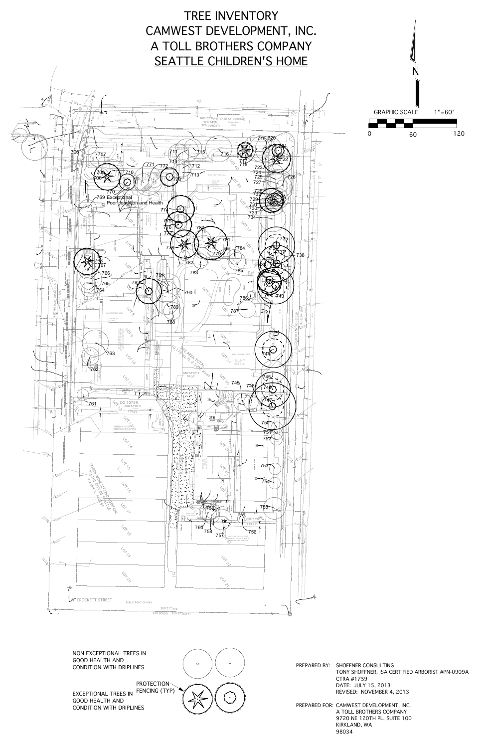# TREE INVENTORY
# CAMWEST DEVELOPMENT, INC.
# A TOLL BROTHERS COMPANY
# SEATTLE CHILDREN'S HOME

N

GRAPHIC SCALE 1"=60'

0 60 120

769 Exceptional
Poor condition and Health

NON EXCEPTIONAL TREES IN GOOD HEALTH AND CONDITION WITH DRIPLINES

EXCEPTIONAL TREES IN GOOD HEALTH AND CONDITION WITH DRIPLINES

PROTECTION FENCING (TYP)

PREPARED BY: SHOFFNER CONSULTING
TONY SHOFFNER, ISA CERTIFIED ARBORIST #PN-0909A
CTRA #1759
DATE: JULY 15, 2013
REVISED: NOVEMBER 4, 2013

PREPARED FOR: CAMWEST DEVELOPMENT, INC.
A TOLL BROTHERS COMPANY
9720 NE 120TH PL. SUITE 100
KIRKLAND, WA
98034